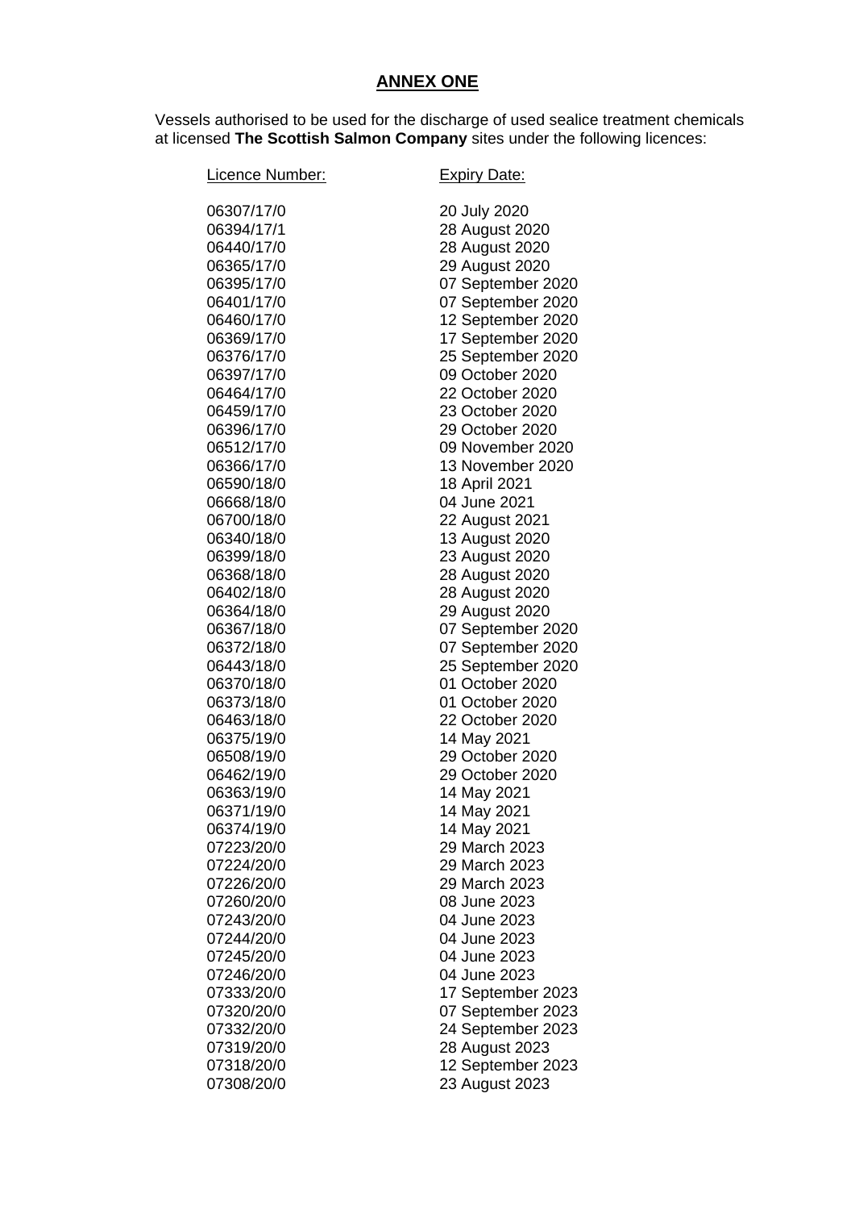## ANNEX ONE

Vessels authorised to be used for the discharge of used sealice treatment chemicals at licensed **The Scottish Salmon Company** sites under the following licences:

| Licence Number: | Expiry Date: |
|---|---|
| 06307/17/0 | 20 July 2020 |
| 06394/17/1 | 28 August 2020 |
| 06440/17/0 | 28 August 2020 |
| 06365/17/0 | 29 August 2020 |
| 06395/17/0 | 07 September 2020 |
| 06401/17/0 | 07 September 2020 |
| 06460/17/0 | 12 September 2020 |
| 06369/17/0 | 17 September 2020 |
| 06376/17/0 | 25 September 2020 |
| 06397/17/0 | 09 October 2020 |
| 06464/17/0 | 22 October 2020 |
| 06459/17/0 | 23 October 2020 |
| 06396/17/0 | 29 October 2020 |
| 06512/17/0 | 09 November 2020 |
| 06366/17/0 | 13 November 2020 |
| 06590/18/0 | 18 April 2021 |
| 06668/18/0 | 04 June 2021 |
| 06700/18/0 | 22 August 2021 |
| 06340/18/0 | 13 August 2020 |
| 06399/18/0 | 23 August 2020 |
| 06368/18/0 | 28 August 2020 |
| 06402/18/0 | 28 August 2020 |
| 06364/18/0 | 29 August 2020 |
| 06367/18/0 | 07 September 2020 |
| 06372/18/0 | 07 September 2020 |
| 06443/18/0 | 25 September 2020 |
| 06370/18/0 | 01 October 2020 |
| 06373/18/0 | 01 October 2020 |
| 06463/18/0 | 22 October 2020 |
| 06375/19/0 | 14 May 2021 |
| 06508/19/0 | 29 October 2020 |
| 06462/19/0 | 29 October 2020 |
| 06363/19/0 | 14 May 2021 |
| 06371/19/0 | 14 May 2021 |
| 06374/19/0 | 14 May 2021 |
| 07223/20/0 | 29 March 2023 |
| 07224/20/0 | 29 March 2023 |
| 07226/20/0 | 29 March 2023 |
| 07260/20/0 | 08 June 2023 |
| 07243/20/0 | 04 June 2023 |
| 07244/20/0 | 04 June 2023 |
| 07245/20/0 | 04 June 2023 |
| 07246/20/0 | 04 June 2023 |
| 07333/20/0 | 17 September 2023 |
| 07320/20/0 | 07 September 2023 |
| 07332/20/0 | 24 September 2023 |
| 07319/20/0 | 28 August 2023 |
| 07318/20/0 | 12 September 2023 |
| 07308/20/0 | 23 August 2023 |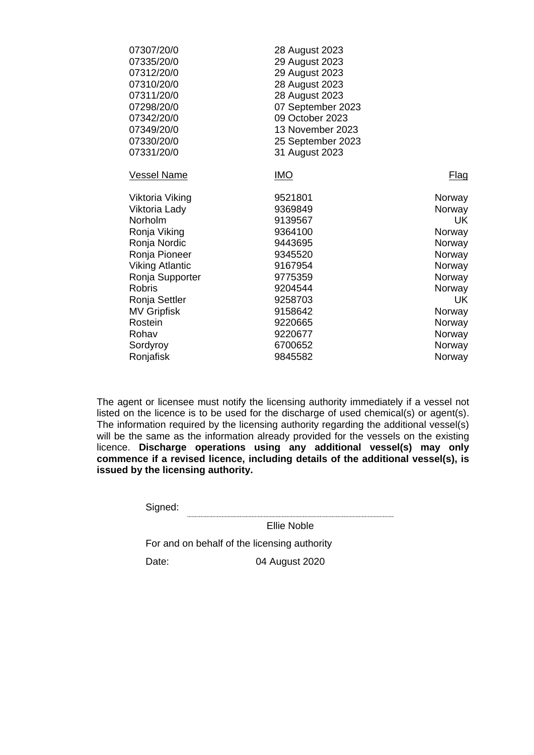| | |
|---|---|
| 07307/20/0 | 28 August 2023 |
| 07335/20/0 | 29 August 2023 |
| 07312/20/0 | 29 August 2023 |
| 07310/20/0 | 28 August 2023 |
| 07311/20/0 | 28 August 2023 |
| 07298/20/0 | 07 September 2023 |
| 07342/20/0 | 09 October 2023 |
| 07349/20/0 | 13 November 2023 |
| 07330/20/0 | 25 September 2023 |
| 07331/20/0 | 31 August 2023 |

| Vessel Name | IMO | Flag |
|---|---|---|
| Viktoria Viking | 9521801 | Norway |
| Viktoria Lady | 9369849 | Norway |
| Norholm | 9139567 | UK |
| Ronja Viking | 9364100 | Norway |
| Ronja Nordic | 9443695 | Norway |
| Ronja Pioneer | 9345520 | Norway |
| Viking Atlantic | 9167954 | Norway |
| Ronja Supporter | 9775359 | Norway |
| Robris | 9204544 | Norway |
| Ronja Settler | 9258703 | UK |
| MV Gripfisk | 9158642 | Norway |
| Rostein | 9220665 | Norway |
| Rohav | 9220677 | Norway |
| Sordyroy | 6700652 | Norway |
| Ronjafisk | 9845582 | Norway |

The agent or licensee must notify the licensing authority immediately if a vessel not listed on the licence is to be used for the discharge of used chemical(s) or agent(s). The information required by the licensing authority regarding the additional vessel(s) will be the same as the information already provided for the vessels on the existing licence. **Discharge operations using any additional vessel(s) may only commence if a revised licence, including details of the additional vessel(s), is issued by the licensing authority.**

Signed: ..........................................................

Ellie Noble

For and on behalf of the licensing authority

Date: 04 August 2020